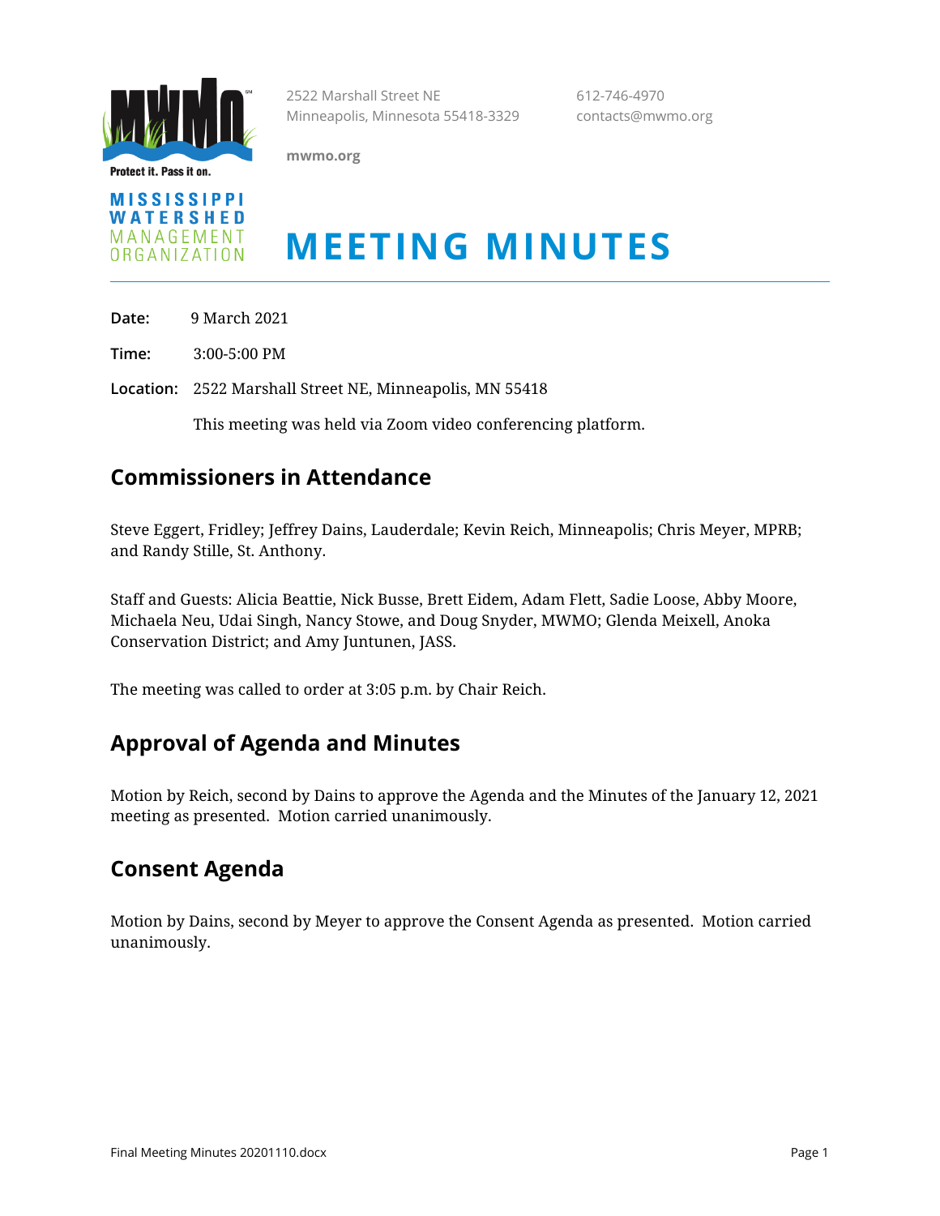2522 Marshall Street NE
Minneapolis, Minnesota 55418-3329

612-746-4970
contacts@mwmo.org

**mwmo.org**

Protect it. Pass it on.

MISSISSIPPI WATERSHED MANAGEMENT ORGANIZATION

# MEETING MINUTES

**Date:** 9 March 2021

**Time:** 3:00-5:00 PM

**Location:** 2522 Marshall Street NE, Minneapolis, MN 55418

This meeting was held via Zoom video conferencing platform.

## Commissioners in Attendance

Steve Eggert, Fridley; Jeffrey Dains, Lauderdale; Kevin Reich, Minneapolis; Chris Meyer, MPRB; and Randy Stille, St. Anthony.

Staff and Guests: Alicia Beattie, Nick Busse, Brett Eidem, Adam Flett, Sadie Loose, Abby Moore, Michaela Neu, Udai Singh, Nancy Stowe, and Doug Snyder, MWMO; Glenda Meixell, Anoka Conservation District; and Amy Juntunen, JASS.

The meeting was called to order at 3:05 p.m. by Chair Reich.

## Approval of Agenda and Minutes

Motion by Reich, second by Dains to approve the Agenda and the Minutes of the January 12, 2021 meeting as presented. Motion carried unanimously.

## Consent Agenda

Motion by Dains, second by Meyer to approve the Consent Agenda as presented. Motion carried unanimously.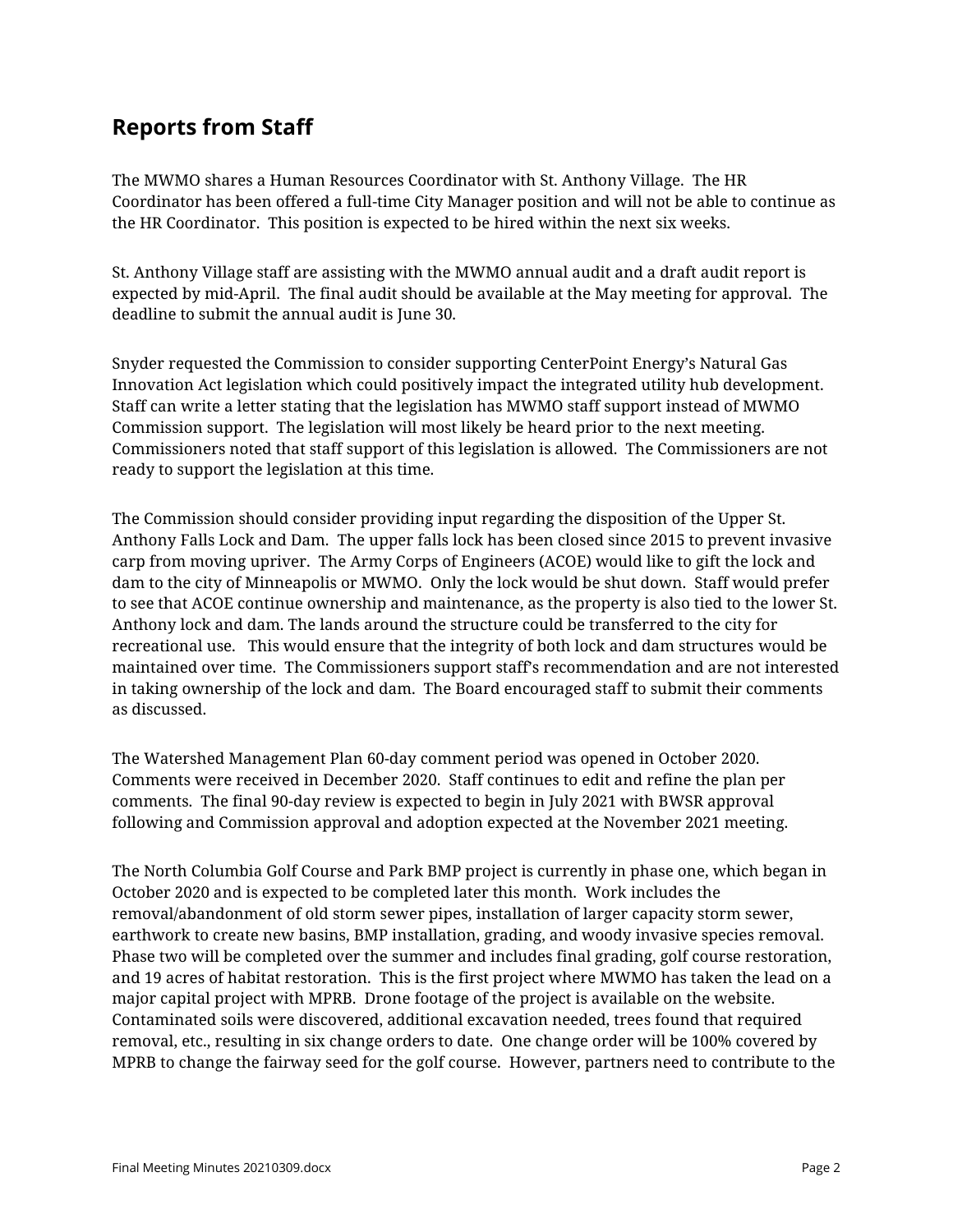## Reports from Staff

The MWMO shares a Human Resources Coordinator with St. Anthony Village. The HR Coordinator has been offered a full-time City Manager position and will not be able to continue as the HR Coordinator. This position is expected to be hired within the next six weeks.

St. Anthony Village staff are assisting with the MWMO annual audit and a draft audit report is expected by mid-April. The final audit should be available at the May meeting for approval. The deadline to submit the annual audit is June 30.

Snyder requested the Commission to consider supporting CenterPoint Energy's Natural Gas Innovation Act legislation which could positively impact the integrated utility hub development. Staff can write a letter stating that the legislation has MWMO staff support instead of MWMO Commission support. The legislation will most likely be heard prior to the next meeting. Commissioners noted that staff support of this legislation is allowed. The Commissioners are not ready to support the legislation at this time.

The Commission should consider providing input regarding the disposition of the Upper St. Anthony Falls Lock and Dam. The upper falls lock has been closed since 2015 to prevent invasive carp from moving upriver. The Army Corps of Engineers (ACOE) would like to gift the lock and dam to the city of Minneapolis or MWMO. Only the lock would be shut down. Staff would prefer to see that ACOE continue ownership and maintenance, as the property is also tied to the lower St. Anthony lock and dam. The lands around the structure could be transferred to the city for recreational use. This would ensure that the integrity of both lock and dam structures would be maintained over time. The Commissioners support staff's recommendation and are not interested in taking ownership of the lock and dam. The Board encouraged staff to submit their comments as discussed.

The Watershed Management Plan 60-day comment period was opened in October 2020. Comments were received in December 2020. Staff continues to edit and refine the plan per comments. The final 90-day review is expected to begin in July 2021 with BWSR approval following and Commission approval and adoption expected at the November 2021 meeting.

The North Columbia Golf Course and Park BMP project is currently in phase one, which began in October 2020 and is expected to be completed later this month. Work includes the removal/abandonment of old storm sewer pipes, installation of larger capacity storm sewer, earthwork to create new basins, BMP installation, grading, and woody invasive species removal. Phase two will be completed over the summer and includes final grading, golf course restoration, and 19 acres of habitat restoration. This is the first project where MWMO has taken the lead on a major capital project with MPRB. Drone footage of the project is available on the website. Contaminated soils were discovered, additional excavation needed, trees found that required removal, etc., resulting in six change orders to date. One change order will be 100% covered by MPRB to change the fairway seed for the golf course. However, partners need to contribute to the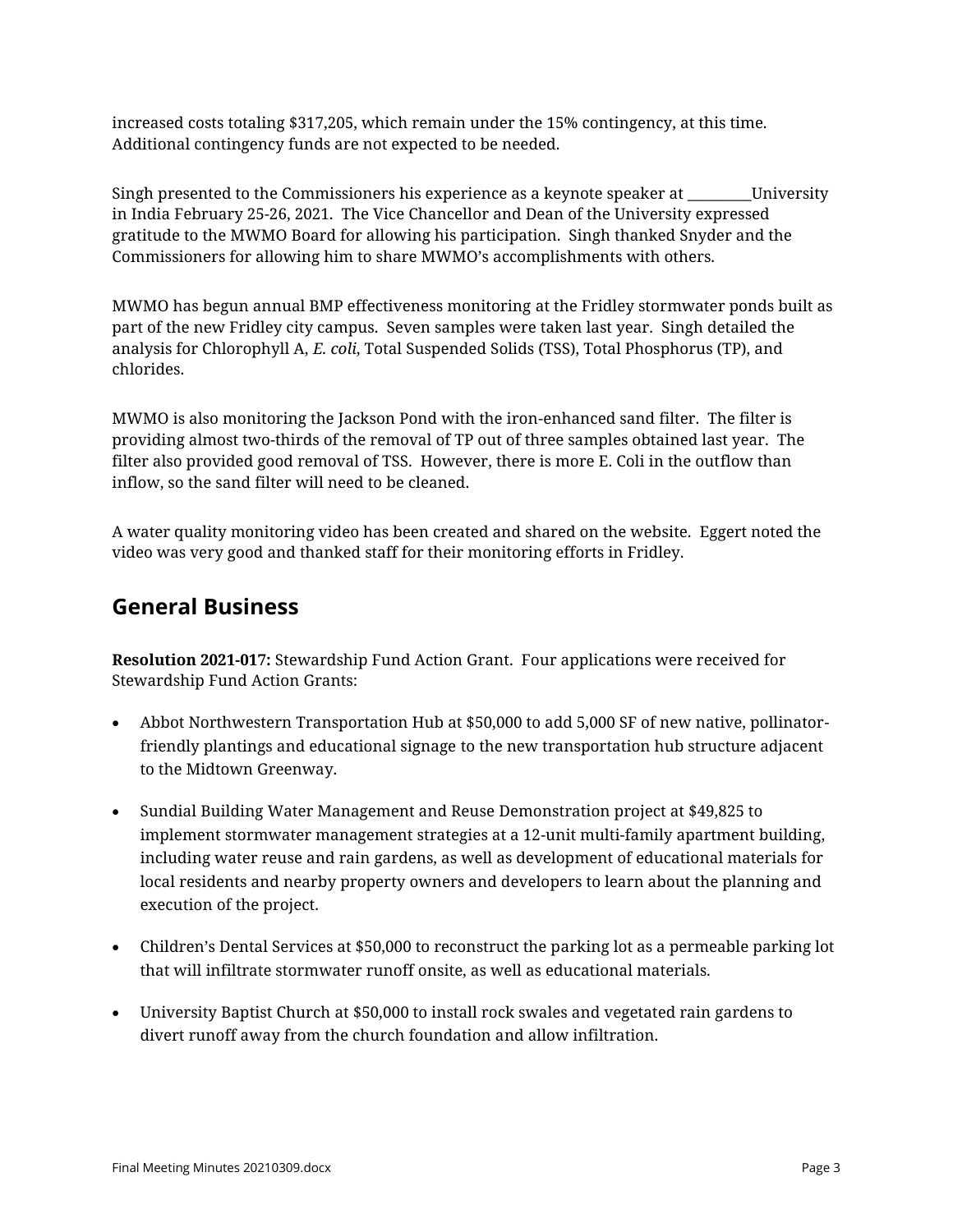increased costs totaling $317,205, which remain under the 15% contingency, at this time. Additional contingency funds are not expected to be needed.

Singh presented to the Commissioners his experience as a keynote speaker at _________University in India February 25-26, 2021. The Vice Chancellor and Dean of the University expressed gratitude to the MWMO Board for allowing his participation. Singh thanked Snyder and the Commissioners for allowing him to share MWMO's accomplishments with others.

MWMO has begun annual BMP effectiveness monitoring at the Fridley stormwater ponds built as part of the new Fridley city campus. Seven samples were taken last year. Singh detailed the analysis for Chlorophyll A, *E. coli*, Total Suspended Solids (TSS), Total Phosphorus (TP), and chlorides.

MWMO is also monitoring the Jackson Pond with the iron-enhanced sand filter. The filter is providing almost two-thirds of the removal of TP out of three samples obtained last year. The filter also provided good removal of TSS. However, there is more E. Coli in the outflow than inflow, so the sand filter will need to be cleaned.

A water quality monitoring video has been created and shared on the website. Eggert noted the video was very good and thanked staff for their monitoring efforts in Fridley.

## General Business

**Resolution 2021-017:** Stewardship Fund Action Grant. Four applications were received for Stewardship Fund Action Grants:

- Abbot Northwestern Transportation Hub at $50,000 to add 5,000 SF of new native, pollinator-friendly plantings and educational signage to the new transportation hub structure adjacent to the Midtown Greenway.
- Sundial Building Water Management and Reuse Demonstration project at $49,825 to implement stormwater management strategies at a 12-unit multi-family apartment building, including water reuse and rain gardens, as well as development of educational materials for local residents and nearby property owners and developers to learn about the planning and execution of the project.
- Children's Dental Services at $50,000 to reconstruct the parking lot as a permeable parking lot that will infiltrate stormwater runoff onsite, as well as educational materials.
- University Baptist Church at $50,000 to install rock swales and vegetated rain gardens to divert runoff away from the church foundation and allow infiltration.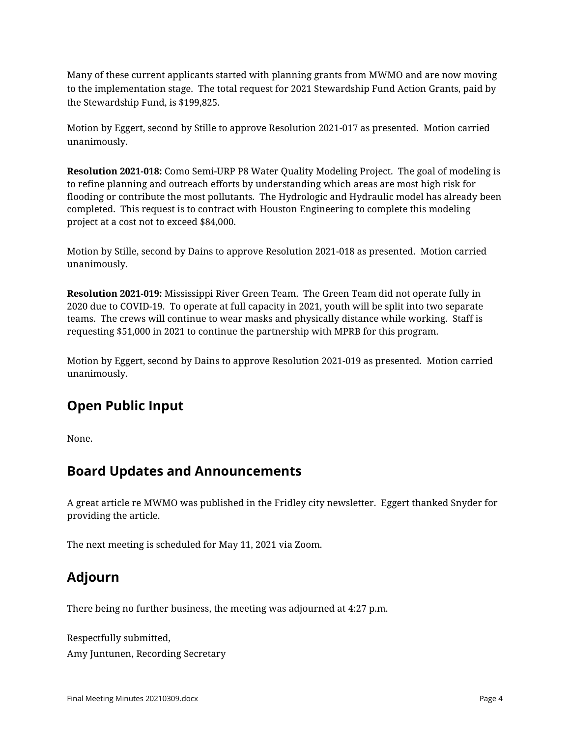Many of these current applicants started with planning grants from MWMO and are now moving to the implementation stage. The total request for 2021 Stewardship Fund Action Grants, paid by the Stewardship Fund, is $199,825.

Motion by Eggert, second by Stille to approve Resolution 2021-017 as presented. Motion carried unanimously.

**Resolution 2021-018:** Como Semi-URP P8 Water Quality Modeling Project. The goal of modeling is to refine planning and outreach efforts by understanding which areas are most high risk for flooding or contribute the most pollutants. The Hydrologic and Hydraulic model has already been completed. This request is to contract with Houston Engineering to complete this modeling project at a cost not to exceed $84,000.

Motion by Stille, second by Dains to approve Resolution 2021-018 as presented. Motion carried unanimously.

**Resolution 2021-019:** Mississippi River Green Team. The Green Team did not operate fully in 2020 due to COVID-19. To operate at full capacity in 2021, youth will be split into two separate teams. The crews will continue to wear masks and physically distance while working. Staff is requesting $51,000 in 2021 to continue the partnership with MPRB for this program.

Motion by Eggert, second by Dains to approve Resolution 2021-019 as presented. Motion carried unanimously.

## Open Public Input

None.

## Board Updates and Announcements

A great article re MWMO was published in the Fridley city newsletter. Eggert thanked Snyder for providing the article.

The next meeting is scheduled for May 11, 2021 via Zoom.

## Adjourn

There being no further business, the meeting was adjourned at 4:27 p.m.

Respectfully submitted,
Amy Juntunen, Recording Secretary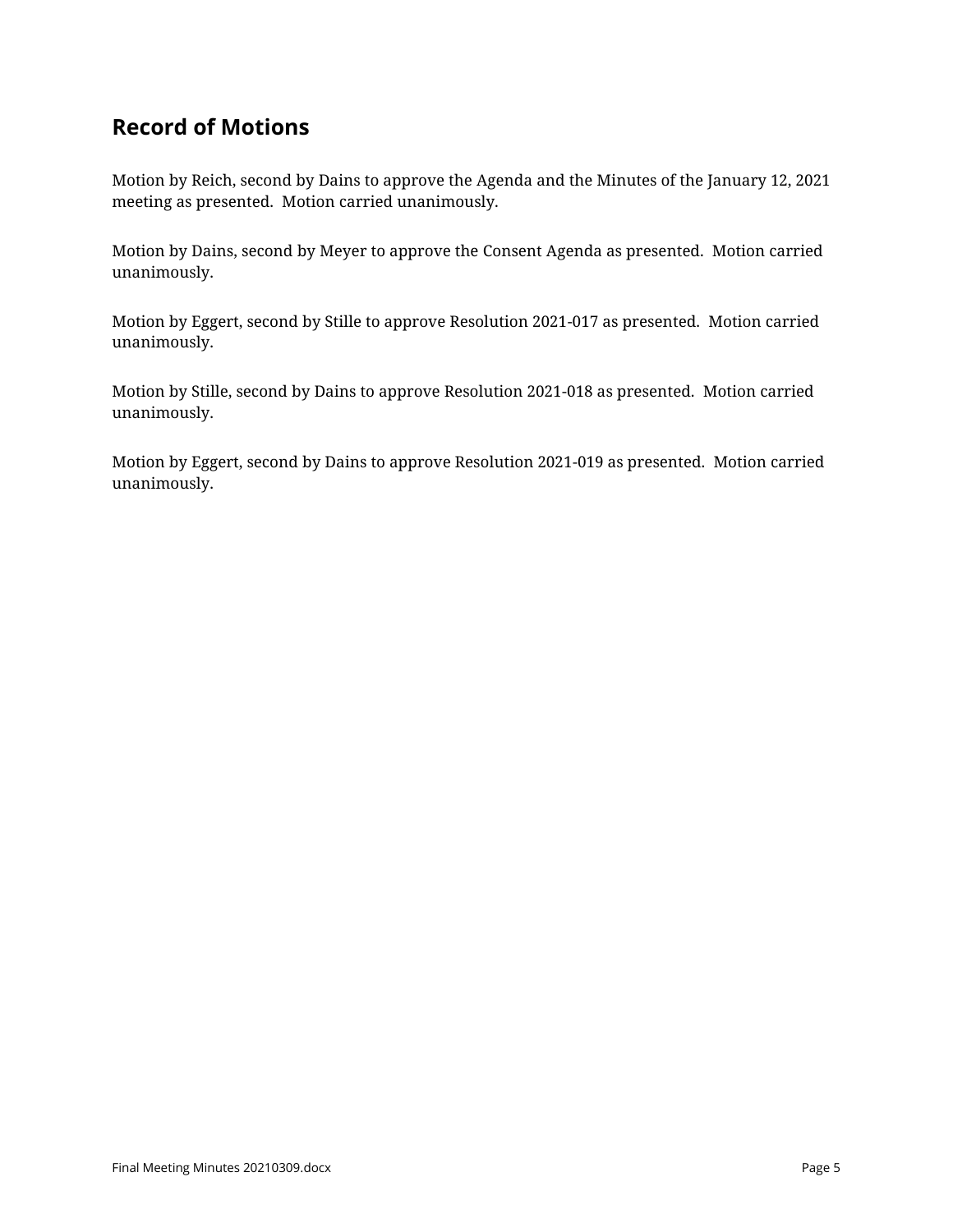## Record of Motions

Motion by Reich, second by Dains to approve the Agenda and the Minutes of the January 12, 2021 meeting as presented. Motion carried unanimously.

Motion by Dains, second by Meyer to approve the Consent Agenda as presented. Motion carried unanimously.

Motion by Eggert, second by Stille to approve Resolution 2021-017 as presented. Motion carried unanimously.

Motion by Stille, second by Dains to approve Resolution 2021-018 as presented. Motion carried unanimously.

Motion by Eggert, second by Dains to approve Resolution 2021-019 as presented. Motion carried unanimously.